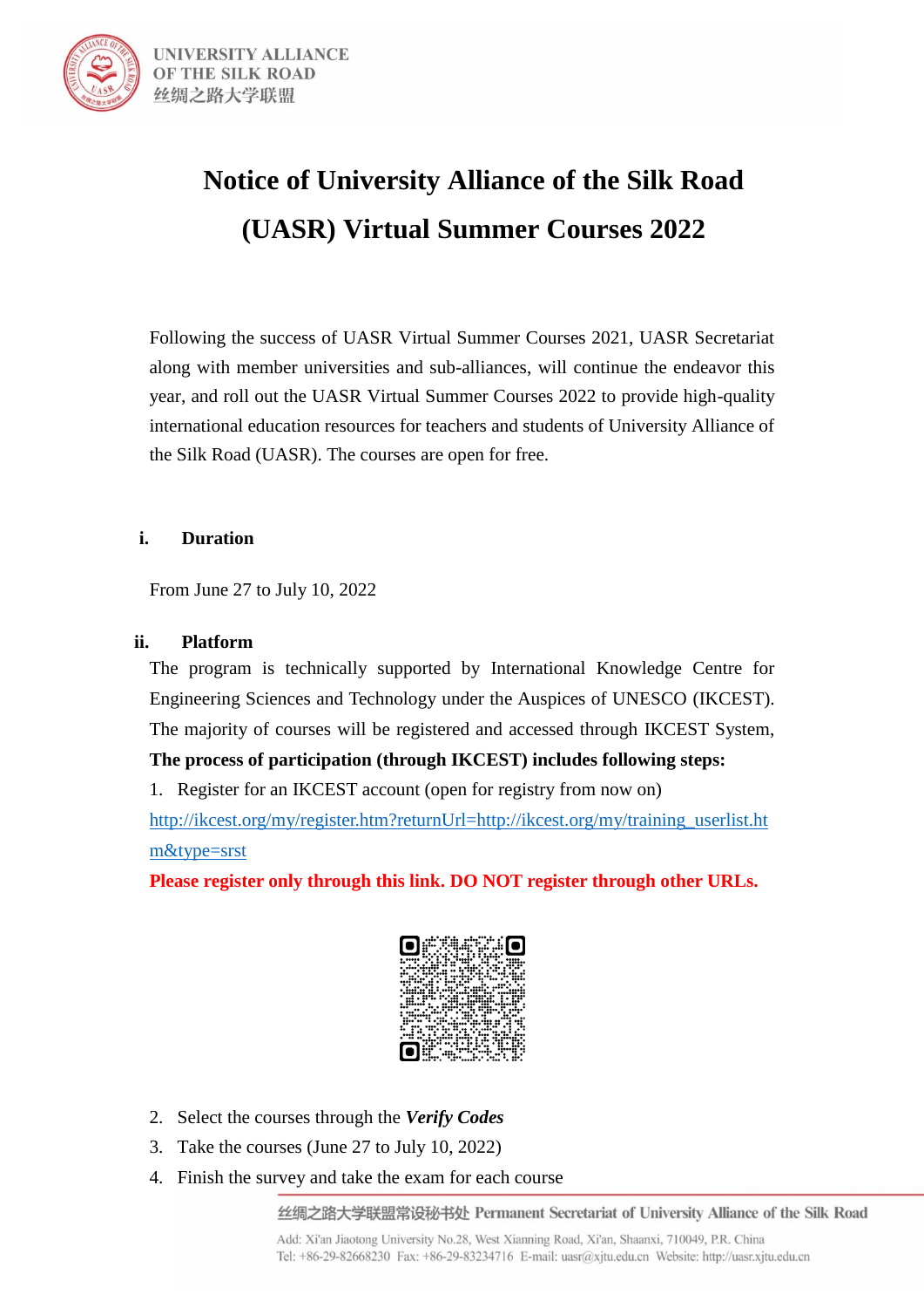# Notice of University Alliance of the Silk Road (UASR) Virtual Summer Courses 2022

Following the success of UASR Virtual Summer Courses 2021, UASR Secretariat along with member universities and sub-alliances, will continue the endeavor this year, and roll out the UASR Virtual Summer Courses 2022 to provide high-quality international education resources for teachers and students of University Alliance of the Silk Road (UASR). The courses are open for free.

## i. Duration

From June 27 to July 10, 2022

## ii. Platform

The program is technically supported by International Knowledge Centre for Engineering Sciences and Technology under the Auspices of UNESCO (IKCEST). The majority of courses will be registered and accessed through IKCEST System,

**The process of participation (through IKCEST) includes following steps:**

1. Register for an IKCEST account (open for registry from now on)
http://ikcest.org/my/register.htm?returnUrl=http://ikcest.org/my/training_userlist.htm&type=srst
**Please register only through this link. DO NOT register through other URLs.**
2. Select the courses through the ***Verify Codes***
3. Take the courses (June 27 to July 10, 2022)
4. Finish the survey and take the exam for each course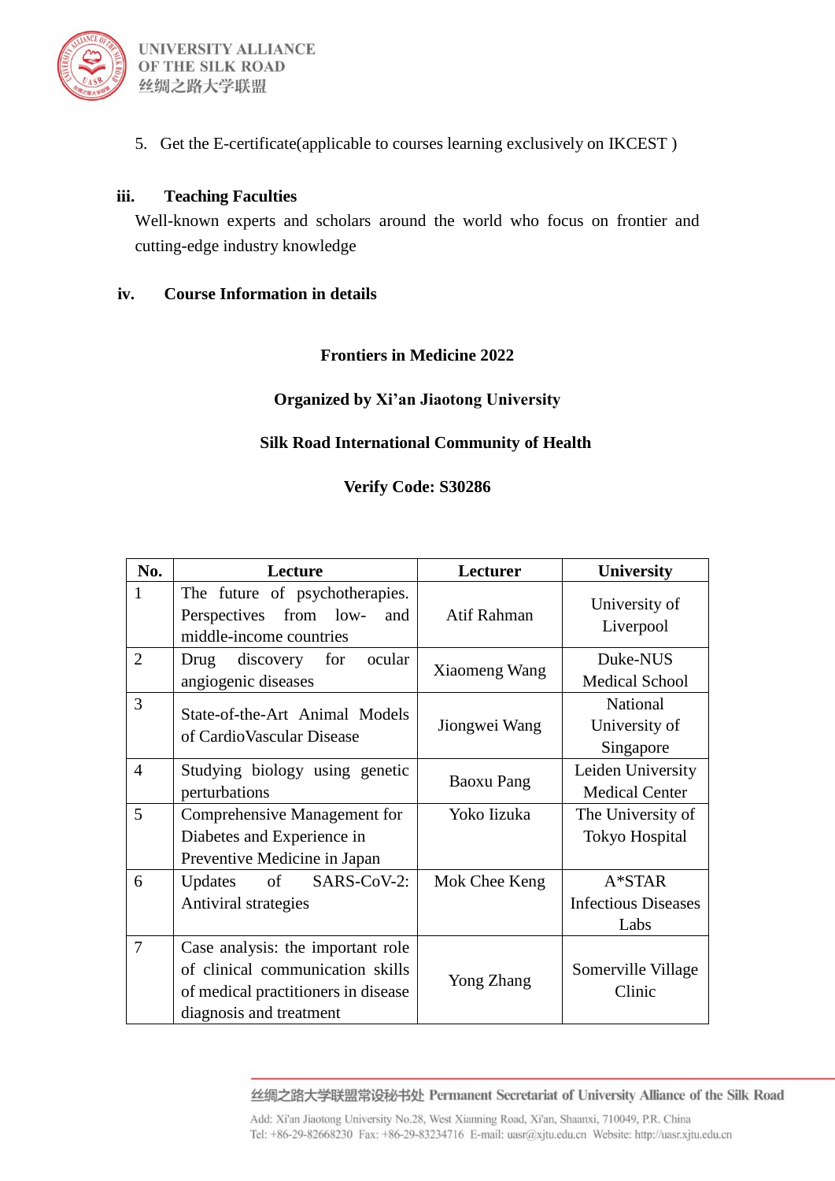5. Get the E-certificate(applicable to courses learning exclusively on IKCEST )

### iii. Teaching Faculties

Well-known experts and scholars around the world who focus on frontier and cutting-edge industry knowledge

### iv. Course Information in details

**Frontiers in Medicine 2022**

**Organized by Xi'an Jiaotong University**

**Silk Road International Community of Health**

**Verify Code: S30286**

| No. | Lecture | Lecturer | University |
|---|---|---|---|
| 1 | The future of psychotherapies. Perspectives from low- and middle-income countries | Atif Rahman | University of Liverpool |
| 2 | Drug discovery for ocular angiogenic diseases | Xiaomeng Wang | Duke-NUS Medical School |
| 3 | State-of-the-Art Animal Models of CardioVascular Disease | Jiongwei Wang | National University of Singapore |
| 4 | Studying biology using genetic perturbations | Baoxu Pang | Leiden University Medical Center |
| 5 | Comprehensive Management for Diabetes and Experience in Preventive Medicine in Japan | Yoko Iizuka | The University of Tokyo Hospital |
| 6 | Updates of SARS-CoV-2: Antiviral strategies | Mok Chee Keng | A*STAR Infectious Diseases Labs |
| 7 | Case analysis: the important role of clinical communication skills of medical practitioners in disease diagnosis and treatment | Yong Zhang | Somerville Village Clinic |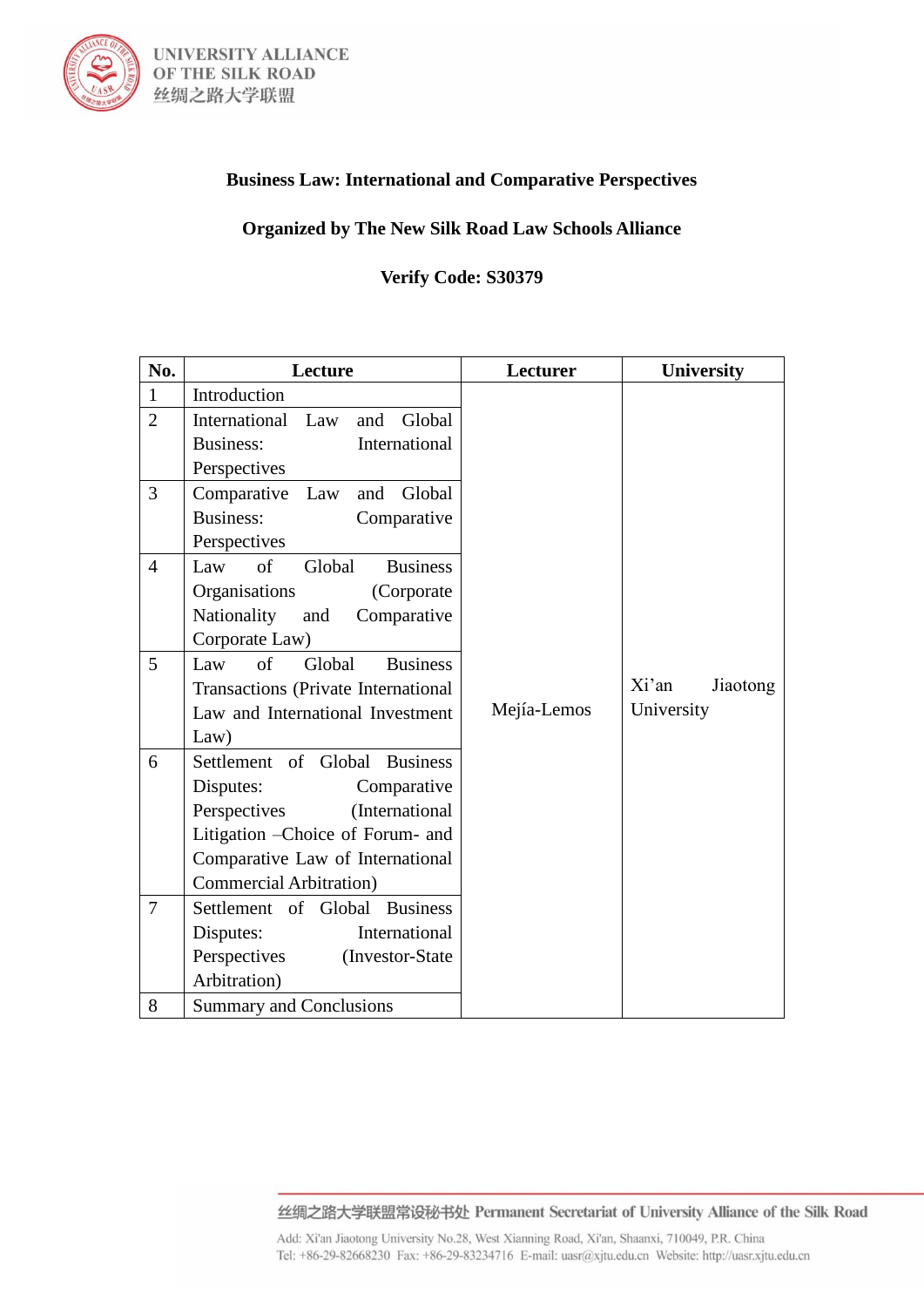**Business Law: International and Comparative Perspectives**

**Organized by The New Silk Road Law Schools Alliance**

**Verify Code: S30379**

| No. | Lecture | Lecturer | University |
|---|---|---|---|
| 1 | Introduction | Mejía-Lemos | Xi'an Jiaotong University |
| 2 | International Law and Global Business: International Perspectives | | |
| 3 | Comparative Law and Global Business: Comparative Perspectives | | |
| 4 | Law of Global Business Organisations (Corporate Nationality and Comparative Corporate Law) | | |
| 5 | Law of Global Business Transactions (Private International Law and International Investment Law) | | |
| 6 | Settlement of Global Business Disputes: Comparative Perspectives (International Litigation –Choice of Forum- and Comparative Law of International Commercial Arbitration) | | |
| 7 | Settlement of Global Business Disputes: International Perspectives (Investor-State Arbitration) | | |
| 8 | Summary and Conclusions | | |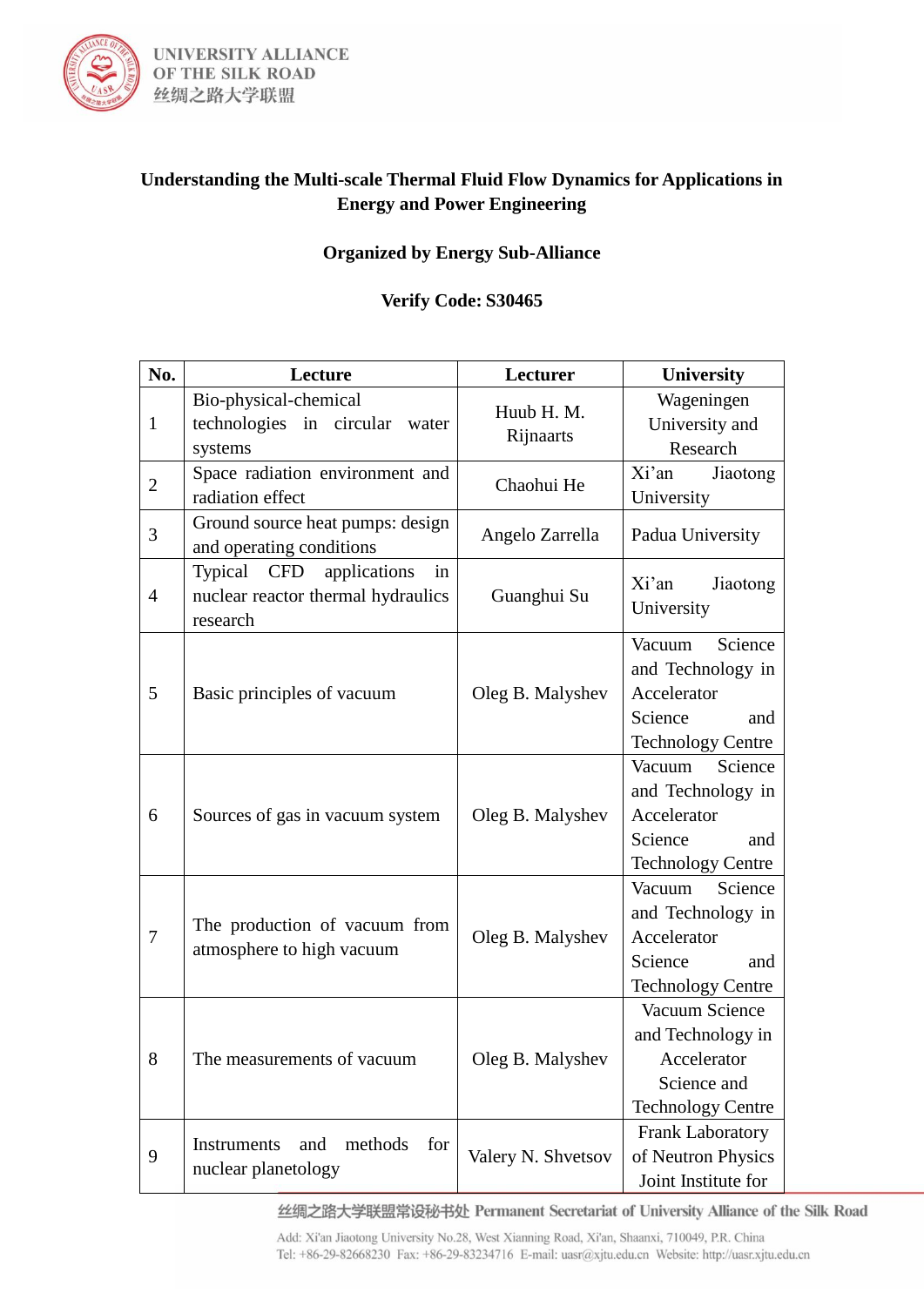**Understanding the Multi-scale Thermal Fluid Flow Dynamics for Applications in Energy and Power Engineering**

**Organized by Energy Sub-Alliance**

**Verify Code: S30465**

| No. | Lecture | Lecturer | University |
|---|---|---|---|
| 1 | Bio-physical-chemical technologies in circular water systems | Huub H. M. Rijnaarts | Wageningen University and Research |
| 2 | Space radiation environment and radiation effect | Chaohui He | Xi'an Jiaotong University |
| 3 | Ground source heat pumps: design and operating conditions | Angelo Zarrella | Padua University |
| 4 | Typical CFD applications in nuclear reactor thermal hydraulics research | Guanghui Su | Xi'an Jiaotong University |
| 5 | Basic principles of vacuum | Oleg B. Malyshev | Vacuum Science and Technology in Accelerator Science and Technology Centre |
| 6 | Sources of gas in vacuum system | Oleg B. Malyshev | Vacuum Science and Technology in Accelerator Science and Technology Centre |
| 7 | The production of vacuum from atmosphere to high vacuum | Oleg B. Malyshev | Vacuum Science and Technology in Accelerator Science and Technology Centre |
| 8 | The measurements of vacuum | Oleg B. Malyshev | Vacuum Science and Technology in Accelerator Science and Technology Centre |
| 9 | Instruments and methods for nuclear planetology | Valery N. Shvetsov | Frank Laboratory of Neutron Physics Joint Institute for |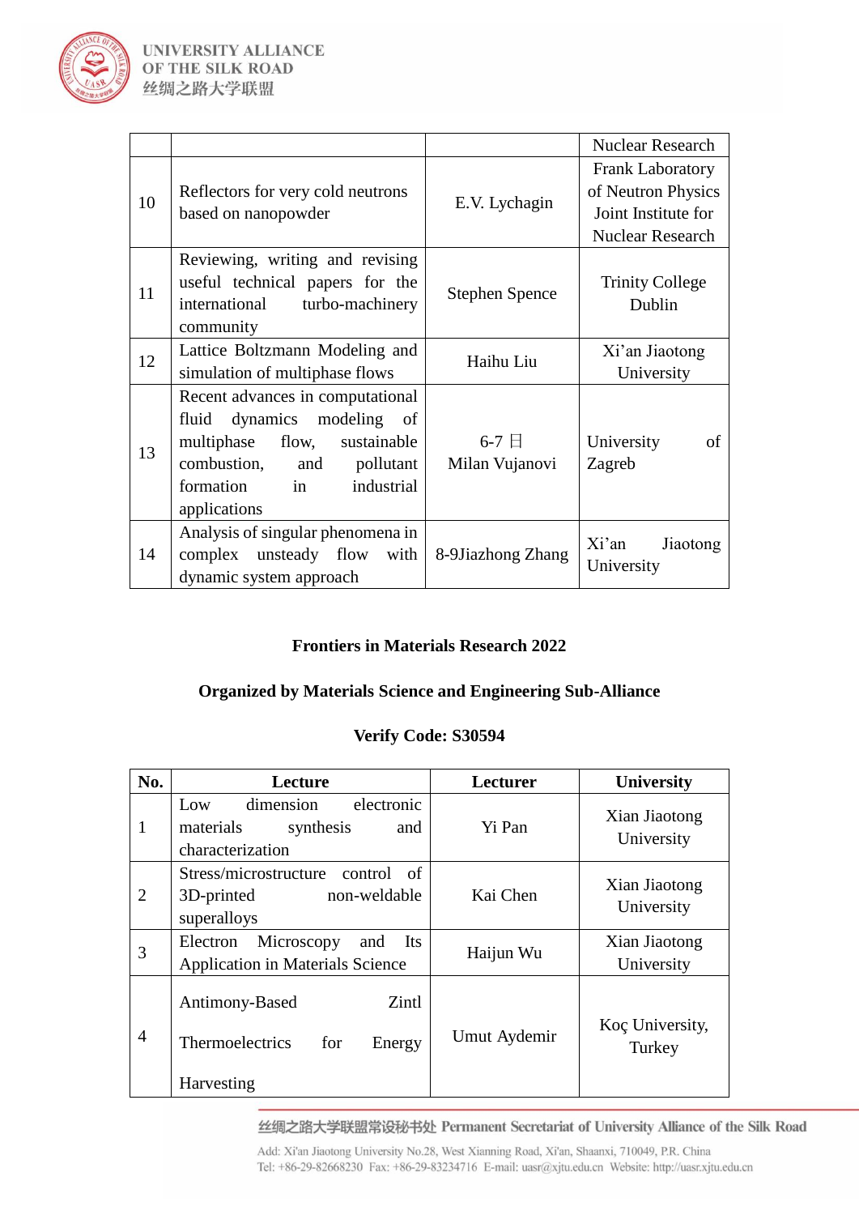| | | | Nuclear Research |
|---|---|---|---|
| 10 | Reflectors for very cold neutrons based on nanopowder | E.V. Lychagin | Frank Laboratory of Neutron Physics Joint Institute for Nuclear Research |
| 11 | Reviewing, writing and revising useful technical papers for the international turbo-machinery community | Stephen Spence | Trinity College Dublin |
| 12 | Lattice Boltzmann Modeling and simulation of multiphase flows | Haihu Liu | Xi'an Jiaotong University |
| 13 | Recent advances in computational fluid dynamics modeling of multiphase flow, sustainable combustion, and pollutant formation in industrial applications | 6-7 日 Milan Vujanovi | University of Zagreb |
| 14 | Analysis of singular phenomena in complex unsteady flow with dynamic system approach | 8-9Jiazhong Zhang | Xi'an Jiaotong University |

**Frontiers in Materials Research 2022**

**Organized by Materials Science and Engineering Sub-Alliance**

**Verify Code: S30594**

| No. | Lecture | Lecturer | University |
|---|---|---|---|
| 1 | Low dimension electronic materials synthesis and characterization | Yi Pan | Xian Jiaotong University |
| 2 | Stress/microstructure control of 3D-printed non-weldable superalloys | Kai Chen | Xian Jiaotong University |
| 3 | Electron Microscopy and Its Application in Materials Science | Haijun Wu | Xian Jiaotong University |
| 4 | Antimony-Based Zintl Thermoelectrics for Energy Harvesting | Umut Aydemir | Koç University, Turkey |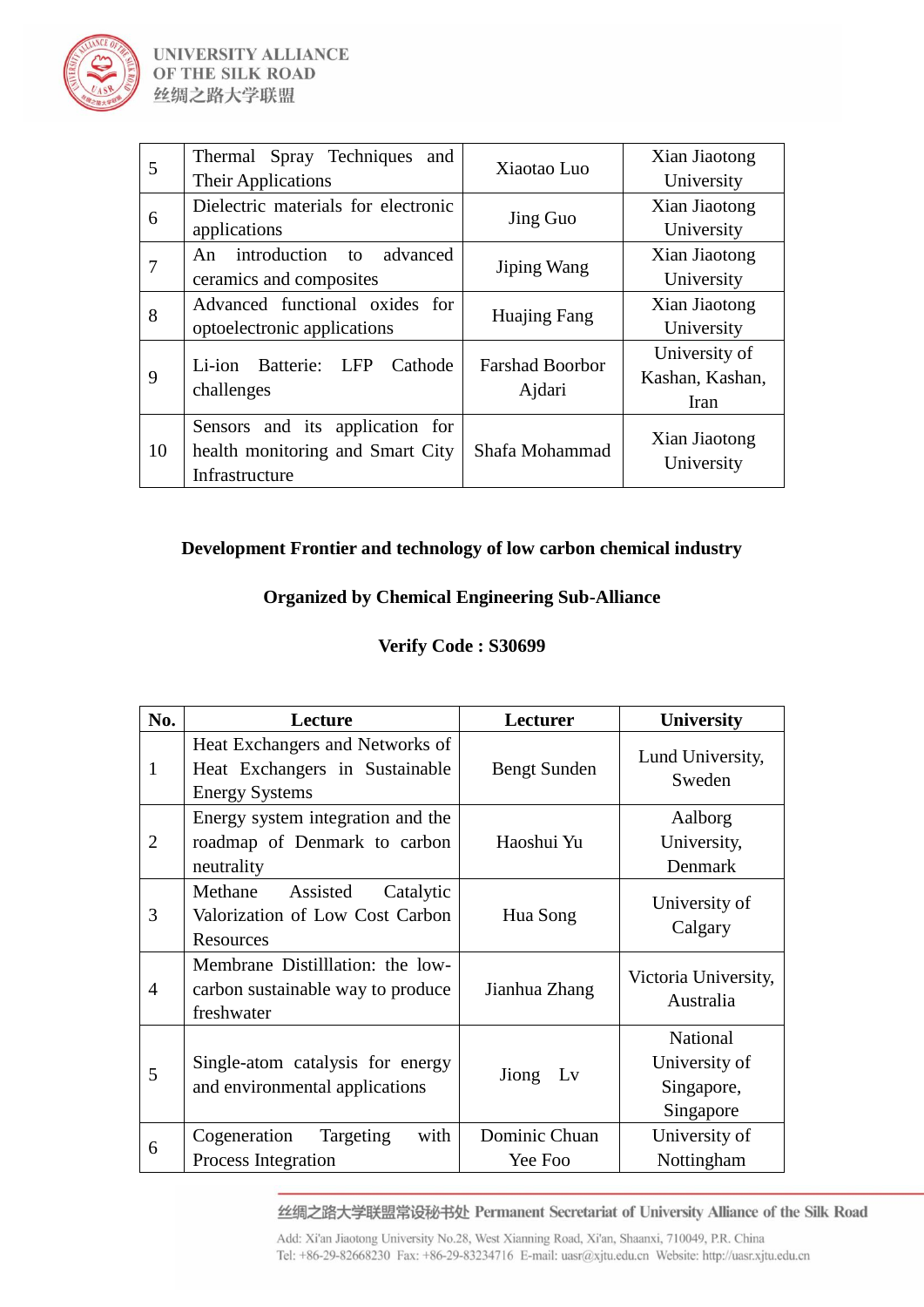| | | | |
|---|---|---|---|
| 5 | Thermal Spray Techniques and Their Applications | Xiaotao Luo | Xian Jiaotong University |
| 6 | Dielectric materials for electronic applications | Jing Guo | Xian Jiaotong University |
| 7 | An introduction to advanced ceramics and composites | Jiping Wang | Xian Jiaotong University |
| 8 | Advanced functional oxides for optoelectronic applications | Huajing Fang | Xian Jiaotong University |
| 9 | Li-ion Batterie: LFP Cathode challenges | Farshad Boorbor Ajdari | University of Kashan, Kashan, Iran |
| 10 | Sensors and its application for health monitoring and Smart City Infrastructure | Shafa Mohammad | Xian Jiaotong University |

**Development Frontier and technology of low carbon chemical industry**

**Organized by Chemical Engineering Sub-Alliance**

**Verify Code : S30699**

| No. | Lecture | Lecturer | University |
|---|---|---|---|
| 1 | Heat Exchangers and Networks of Heat Exchangers in Sustainable Energy Systems | Bengt Sunden | Lund University, Sweden |
| 2 | Energy system integration and the roadmap of Denmark to carbon neutrality | Haoshui Yu | Aalborg University, Denmark |
| 3 | Methane Assisted Catalytic Valorization of Low Cost Carbon Resources | Hua Song | University of Calgary |
| 4 | Membrane Distilllation: the low-carbon sustainable way to produce freshwater | Jianhua Zhang | Victoria University, Australia |
| 5 | Single-atom catalysis for energy and environmental applications | Jiong Lv | National University of Singapore, Singapore |
| 6 | Cogeneration Targeting with Process Integration | Dominic Chuan Yee Foo | University of Nottingham |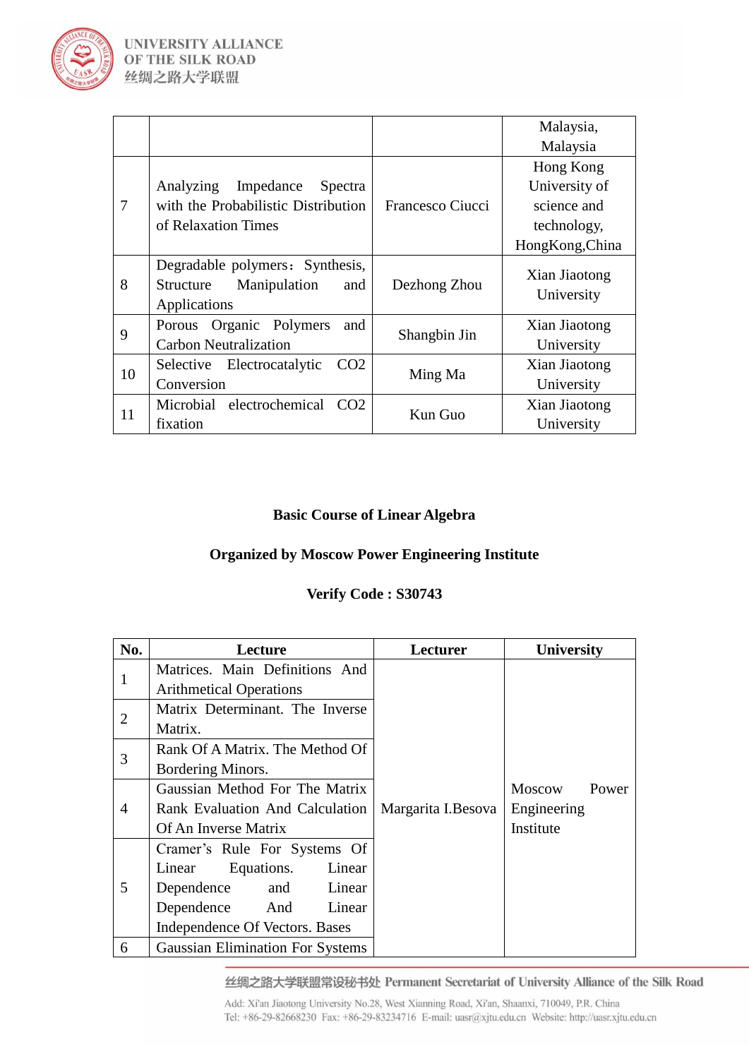| | | | Malaysia, Malaysia |
|---|---|---|---|
| 7 | Analyzing Impedance Spectra with the Probabilistic Distribution of Relaxation Times | Francesco Ciucci | Hong Kong University of science and technology, HongKong,China |
| 8 | Degradable polymers：Synthesis, Structure Manipulation and Applications | Dezhong Zhou | Xian Jiaotong University |
| 9 | Porous Organic Polymers and Carbon Neutralization | Shangbin Jin | Xian Jiaotong University |
| 10 | Selective Electrocatalytic CO2 Conversion | Ming Ma | Xian Jiaotong University |
| 11 | Microbial electrochemical CO2 fixation | Kun Guo | Xian Jiaotong University |

**Basic Course of Linear Algebra**

**Organized by Moscow Power Engineering Institute**

**Verify Code : S30743**

| No. | Lecture | Lecturer | University |
|---|---|---|---|
| 1 | Matrices. Main Definitions And Arithmetical Operations | Margarita I.Besova | Moscow Power Engineering Institute |
| 2 | Matrix Determinant. The Inverse Matrix. | | |
| 3 | Rank Of A Matrix. The Method Of Bordering Minors. | | |
| 4 | Gaussian Method For The Matrix Rank Evaluation And Calculation Of An Inverse Matrix | | |
| 5 | Cramer's Rule For Systems Of Linear Equations. Linear Dependence and Linear Dependence And Linear Independence Of Vectors. Bases | | |
| 6 | Gaussian Elimination For Systems | | |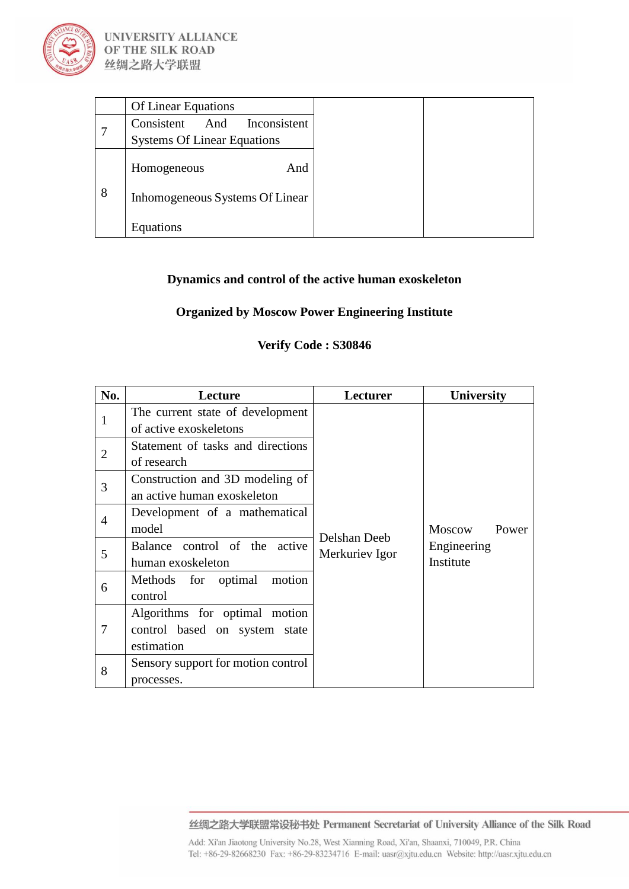| | Of Linear Equations | | |
|---|---|---|---|
| 7 | Consistent And Inconsistent Systems Of Linear Equations | | |
| 8 | Homogeneous And Inhomogeneous Systems Of Linear Equations | | |

**Dynamics and control of the active human exoskeleton**

**Organized by Moscow Power Engineering Institute**

**Verify Code : S30846**

| No. | Lecture | Lecturer | University |
|---|---|---|---|
| 1 | The current state of development of active exoskeletons | Delshan Deeb Merkuriev Igor | Moscow Power Engineering Institute |
| 2 | Statement of tasks and directions of research | | |
| 3 | Construction and 3D modeling of an active human exoskeleton | | |
| 4 | Development of a mathematical model | | |
| 5 | Balance control of the active human exoskeleton | | |
| 6 | Methods for optimal motion control | | |
| 7 | Algorithms for optimal motion control based on system state estimation | | |
| 8 | Sensory support for motion control processes. | | |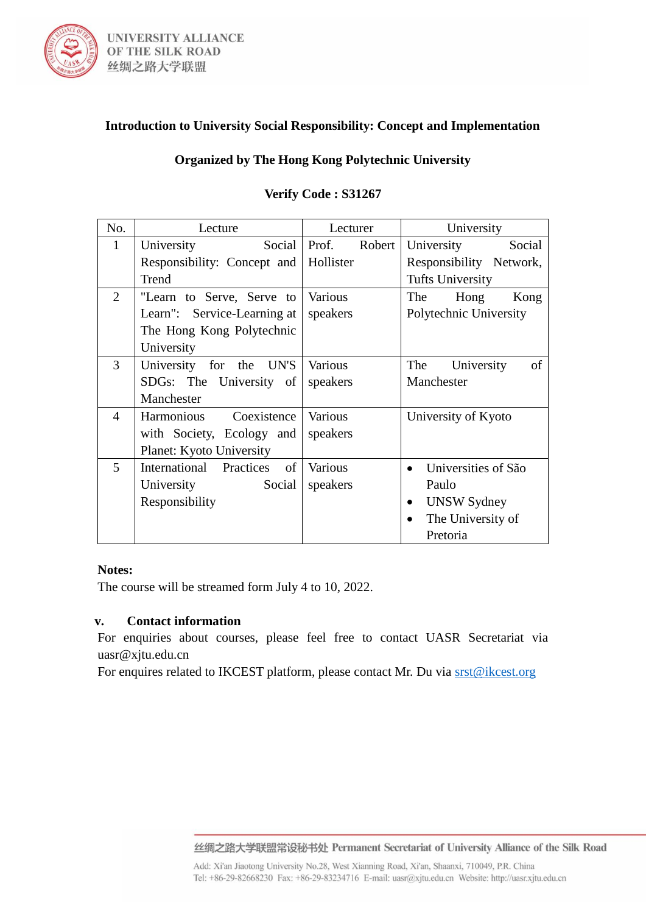**Introduction to University Social Responsibility: Concept and Implementation**

**Organized by The Hong Kong Polytechnic University**

**Verify Code : S31267**

| No. | Lecture | Lecturer | University |
|---|---|---|---|
| 1 | University Social Responsibility: Concept and Trend | Prof. Robert Hollister | University Social Responsibility Network, Tufts University |
| 2 | "Learn to Serve, Serve to Learn": Service-Learning at The Hong Kong Polytechnic University | Various speakers | The Hong Kong Polytechnic University |
| 3 | University for the UN'S SDGs: The University of Manchester | Various speakers | The University of Manchester |
| 4 | Harmonious Coexistence with Society, Ecology and Planet: Kyoto University | Various speakers | University of Kyoto |
| 5 | International Practices of University Social Responsibility | Various speakers | • Universities of São Paulo<br>• UNSW Sydney<br>• The University of Pretoria |

**Notes:**
The course will be streamed form July 4 to 10, 2022.

**v. Contact information**

For enquiries about courses, please feel free to contact UASR Secretariat via uasr@xjtu.edu.cn

For enquires related to IKCEST platform, please contact Mr. Du via srst@ikcest.org